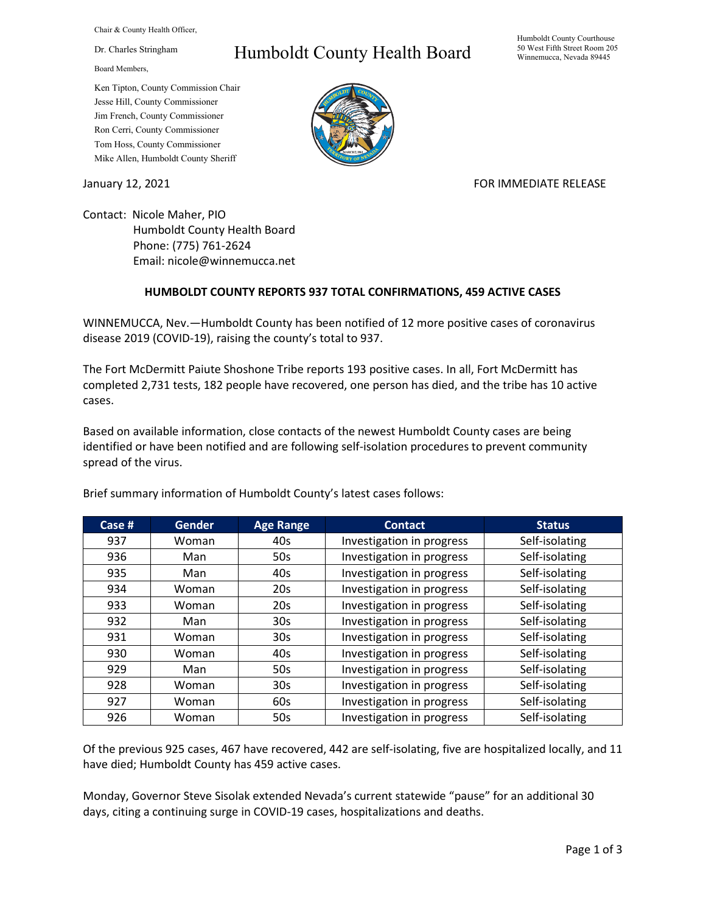Chair & County Health Officer,

Dr. Charles Stringham

Board Members,

Ken Tipton, County Commission Chair
Jesse Hill, County Commissioner
Jim French, County Commissioner
Ron Cerri, County Commissioner
Tom Hoss, County Commissioner
Mike Allen, Humboldt County Sheriff

# Humboldt County Health Board

Humboldt County Courthouse
50 West Fifth Street Room 205
Winnemucca, Nevada 89445

January 12, 2021

FOR IMMEDIATE RELEASE

Contact: Nicole Maher, PIO
Humboldt County Health Board
Phone: (775) 761-2624
Email: nicole@winnemucca.net

**HUMBOLDT COUNTY REPORTS 937 TOTAL CONFIRMATIONS, 459 ACTIVE CASES**

WINNEMUCCA, Nev.—Humboldt County has been notified of 12 more positive cases of coronavirus disease 2019 (COVID-19), raising the county's total to 937.

The Fort McDermitt Paiute Shoshone Tribe reports 193 positive cases. In all, Fort McDermitt has completed 2,731 tests, 182 people have recovered, one person has died, and the tribe has 10 active cases.

Based on available information, close contacts of the newest Humboldt County cases are being identified or have been notified and are following self-isolation procedures to prevent community spread of the virus.

Brief summary information of Humboldt County's latest cases follows:

| Case # | Gender | Age Range | Contact | Status |
|---|---|---|---|---|
| 937 | Woman | 40s | Investigation in progress | Self-isolating |
| 936 | Man | 50s | Investigation in progress | Self-isolating |
| 935 | Man | 40s | Investigation in progress | Self-isolating |
| 934 | Woman | 20s | Investigation in progress | Self-isolating |
| 933 | Woman | 20s | Investigation in progress | Self-isolating |
| 932 | Man | 30s | Investigation in progress | Self-isolating |
| 931 | Woman | 30s | Investigation in progress | Self-isolating |
| 930 | Woman | 40s | Investigation in progress | Self-isolating |
| 929 | Man | 50s | Investigation in progress | Self-isolating |
| 928 | Woman | 30s | Investigation in progress | Self-isolating |
| 927 | Woman | 60s | Investigation in progress | Self-isolating |
| 926 | Woman | 50s | Investigation in progress | Self-isolating |

Of the previous 925 cases, 467 have recovered, 442 are self-isolating, five are hospitalized locally, and 11 have died; Humboldt County has 459 active cases.

Monday, Governor Steve Sisolak extended Nevada's current statewide "pause" for an additional 30 days, citing a continuing surge in COVID-19 cases, hospitalizations and deaths.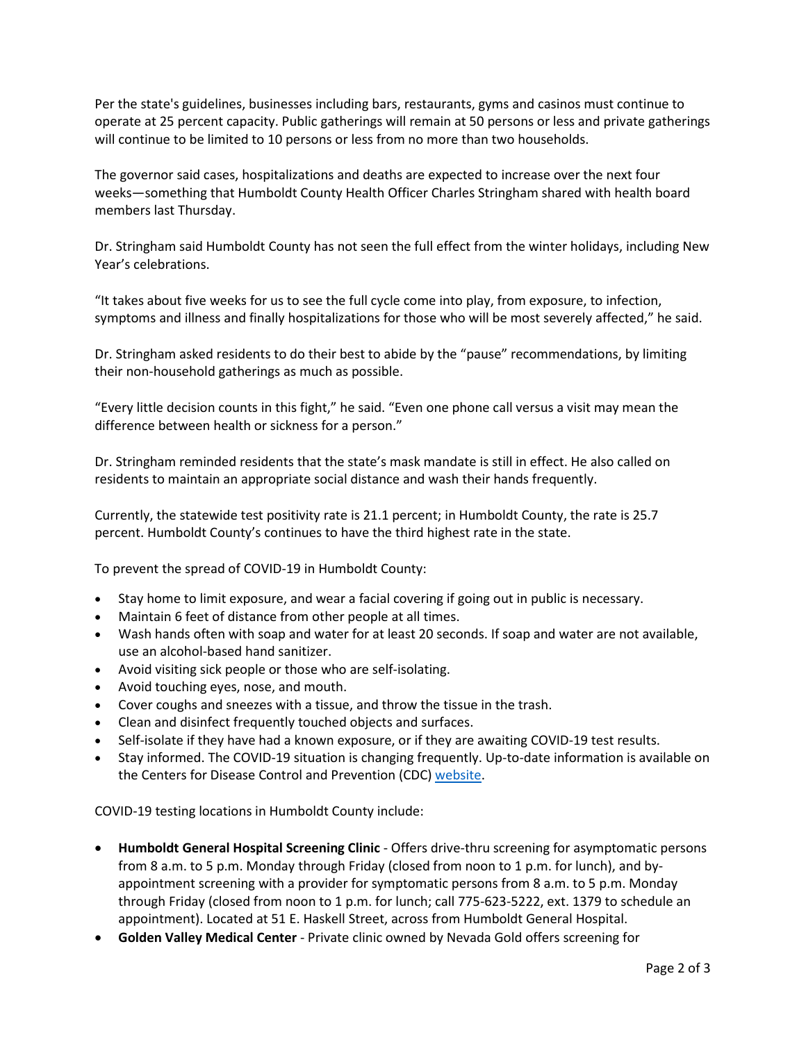Per the state's guidelines, businesses including bars, restaurants, gyms and casinos must continue to operate at 25 percent capacity. Public gatherings will remain at 50 persons or less and private gatherings will continue to be limited to 10 persons or less from no more than two households.

The governor said cases, hospitalizations and deaths are expected to increase over the next four weeks—something that Humboldt County Health Officer Charles Stringham shared with health board members last Thursday.

Dr. Stringham said Humboldt County has not seen the full effect from the winter holidays, including New Year's celebrations.

"It takes about five weeks for us to see the full cycle come into play, from exposure, to infection, symptoms and illness and finally hospitalizations for those who will be most severely affected," he said.

Dr. Stringham asked residents to do their best to abide by the "pause" recommendations, by limiting their non-household gatherings as much as possible.

"Every little decision counts in this fight," he said. "Even one phone call versus a visit may mean the difference between health or sickness for a person."

Dr. Stringham reminded residents that the state's mask mandate is still in effect. He also called on residents to maintain an appropriate social distance and wash their hands frequently.

Currently, the statewide test positivity rate is 21.1 percent; in Humboldt County, the rate is 25.7 percent. Humboldt County's continues to have the third highest rate in the state.

To prevent the spread of COVID-19 in Humboldt County:

- Stay home to limit exposure, and wear a facial covering if going out in public is necessary.
- Maintain 6 feet of distance from other people at all times.
- Wash hands often with soap and water for at least 20 seconds. If soap and water are not available, use an alcohol-based hand sanitizer.
- Avoid visiting sick people or those who are self-isolating.
- Avoid touching eyes, nose, and mouth.
- Cover coughs and sneezes with a tissue, and throw the tissue in the trash.
- Clean and disinfect frequently touched objects and surfaces.
- Self-isolate if they have had a known exposure, or if they are awaiting COVID-19 test results.
- Stay informed. The COVID-19 situation is changing frequently. Up-to-date information is available on the Centers for Disease Control and Prevention (CDC) website.

COVID-19 testing locations in Humboldt County include:

- **Humboldt General Hospital Screening Clinic** - Offers drive-thru screening for asymptomatic persons from 8 a.m. to 5 p.m. Monday through Friday (closed from noon to 1 p.m. for lunch), and by-appointment screening with a provider for symptomatic persons from 8 a.m. to 5 p.m. Monday through Friday (closed from noon to 1 p.m. for lunch; call 775-623-5222, ext. 1379 to schedule an appointment). Located at 51 E. Haskell Street, across from Humboldt General Hospital.
- **Golden Valley Medical Center** - Private clinic owned by Nevada Gold offers screening for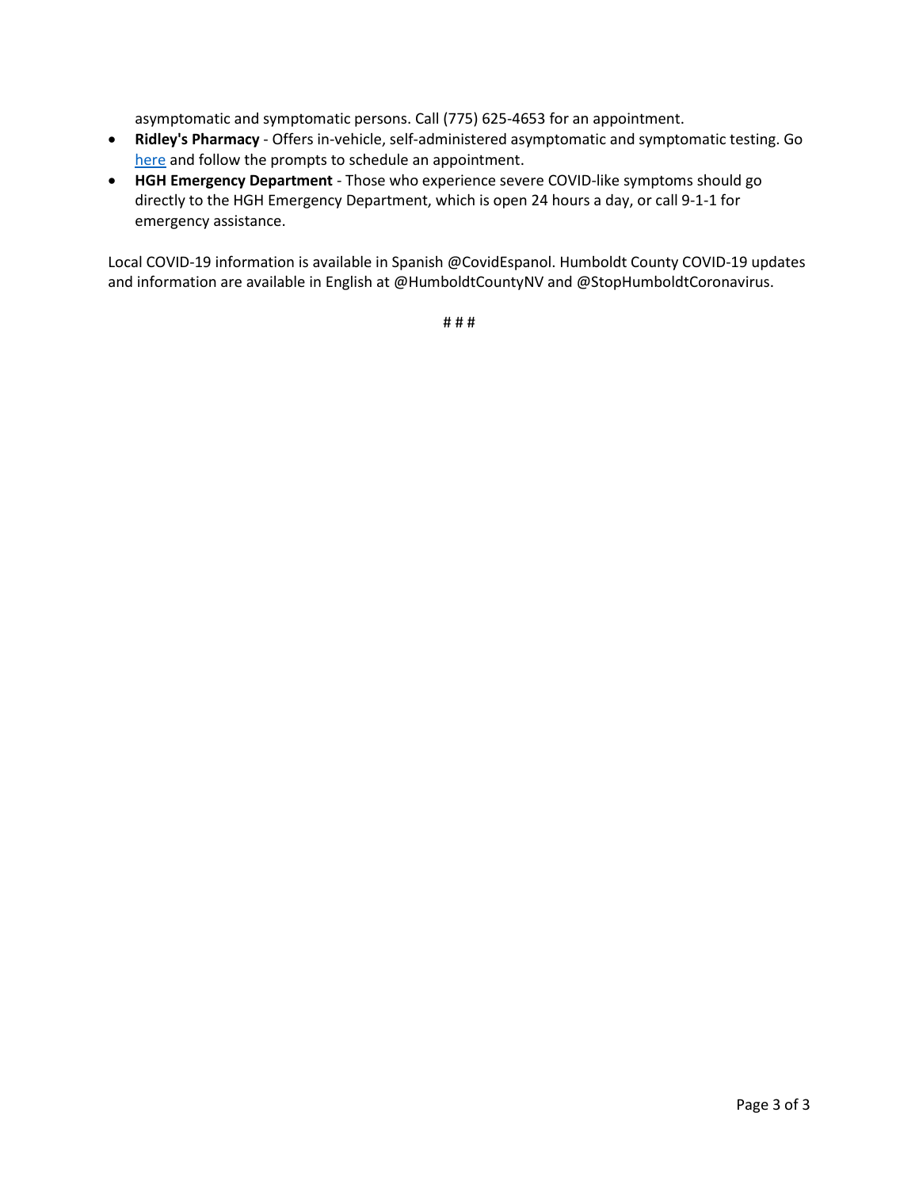asymptomatic and symptomatic persons. Call (775) 625-4653 for an appointment.

- **Ridley's Pharmacy** - Offers in-vehicle, self-administered asymptomatic and symptomatic testing. Go here and follow the prompts to schedule an appointment.
- **HGH Emergency Department** - Those who experience severe COVID-like symptoms should go directly to the HGH Emergency Department, which is open 24 hours a day, or call 9-1-1 for emergency assistance.

Local COVID-19 information is available in Spanish @CovidEspanol. Humboldt County COVID-19 updates and information are available in English at @HumboldtCountyNV and @StopHumboldtCoronavirus.

# # #